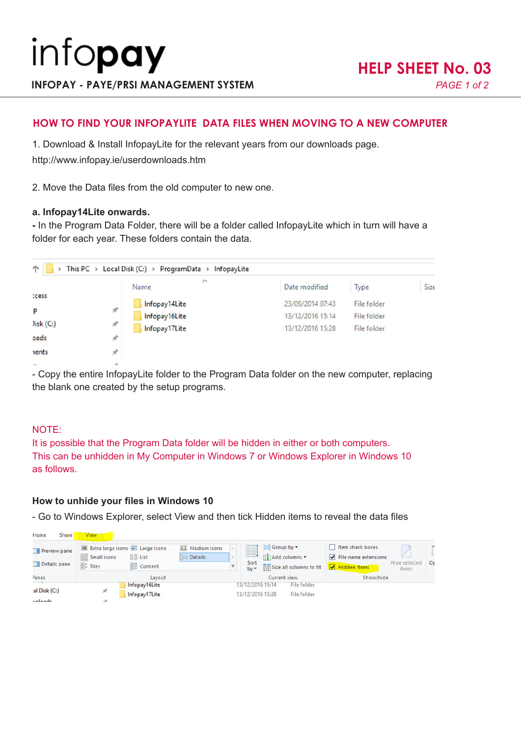# infopay

**INFOPAY - PAYE/PRSI MANAGEMENT SYSTEM**

## HELP SHEET No. 03

## HOW TO FIND YOUR INFOPAYLITE DATA FILES WHEN MOVING TO A NEW COMPUTER

1. Download & Install InfopayLite for the relevant years from our downloads page.
http://www.infopay.ie/userdownloads.htm

2. Move the Data files from the old computer to new one.

**a. Infopay14Lite onwards.**
- In the Program Data Folder, there will be a folder called InfopayLite which in turn will have a folder for each year. These folders contain the data.

- Copy the entire InfopayLite folder to the Program Data folder on the new computer, replacing the blank one created by the setup programs.

NOTE:
It is possible that the Program Data folder will be hidden in either or both computers.
This can be unhidden in My Computer in Windows 7 or Windows Explorer in Windows 10 as follows.

### How to unhide your files in Windows 10

- Go to Windows Explorer, select View and then tick Hidden items to reveal the data files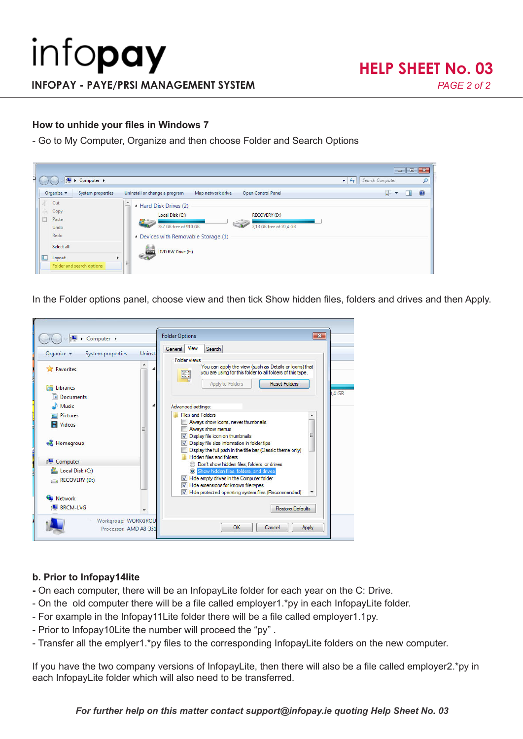## How to unhide your files in Windows 7

- Go to My Computer, Organize and then choose Folder and Search Options

In the Folder options panel, choose view and then tick Show hidden files, folders and drives and then Apply.

### b. Prior to Infopay14lite

- On each computer, there will be an InfopayLite folder for each year on the C: Drive.
- On the old computer there will be a file called employer1.*py in each InfopayLite folder.
- For example in the Infopay11Lite folder there will be a file called employer1.1py.
- Prior to Infopay10Lite the number will proceed the "py" .
- Transfer all the emplyer1.*py files to the corresponding InfopayLite folders on the new computer.

If you have the two company versions of InfopayLite, then there will also be a file called employer2.*py in each InfopayLite folder which will also need to be transferred.

***For further help on this matter contact support@infopay.ie quoting Help Sheet No. 03***